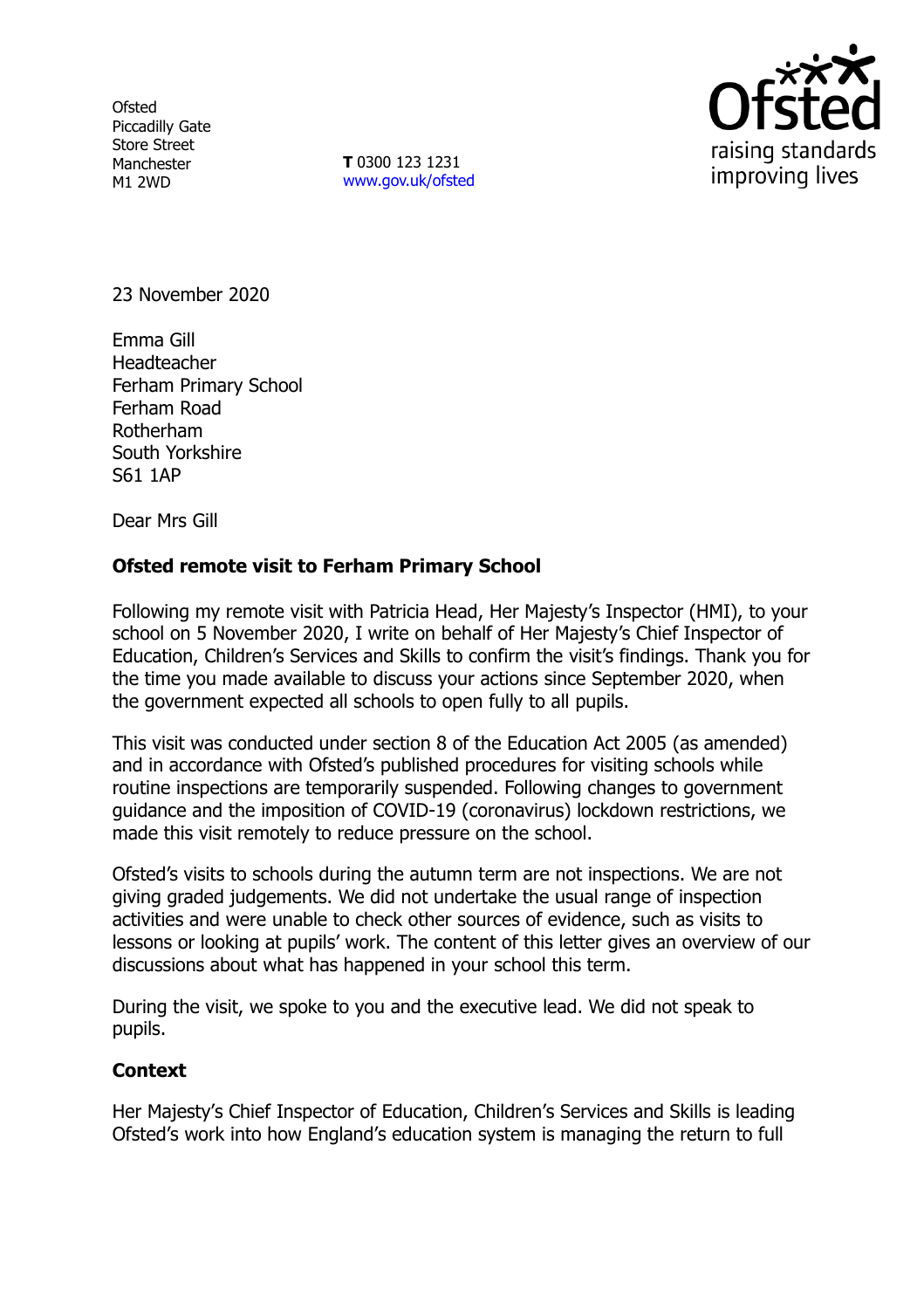Ofsted
Piccadilly Gate
Store Street
Manchester
M1 2WD

**T** 0300 123 1231
www.gov.uk/ofsted

23 November 2020

Emma Gill
Headteacher
Ferham Primary School
Ferham Road
Rotherham
South Yorkshire
S61 1AP

Dear Mrs Gill

**Ofsted remote visit to Ferham Primary School**

Following my remote visit with Patricia Head, Her Majesty's Inspector (HMI), to your school on 5 November 2020, I write on behalf of Her Majesty's Chief Inspector of Education, Children's Services and Skills to confirm the visit's findings. Thank you for the time you made available to discuss your actions since September 2020, when the government expected all schools to open fully to all pupils.

This visit was conducted under section 8 of the Education Act 2005 (as amended) and in accordance with Ofsted's published procedures for visiting schools while routine inspections are temporarily suspended. Following changes to government guidance and the imposition of COVID-19 (coronavirus) lockdown restrictions, we made this visit remotely to reduce pressure on the school.

Ofsted's visits to schools during the autumn term are not inspections. We are not giving graded judgements. We did not undertake the usual range of inspection activities and were unable to check other sources of evidence, such as visits to lessons or looking at pupils' work. The content of this letter gives an overview of our discussions about what has happened in your school this term.

During the visit, we spoke to you and the executive lead. We did not speak to pupils.

**Context**

Her Majesty's Chief Inspector of Education, Children's Services and Skills is leading Ofsted's work into how England's education system is managing the return to full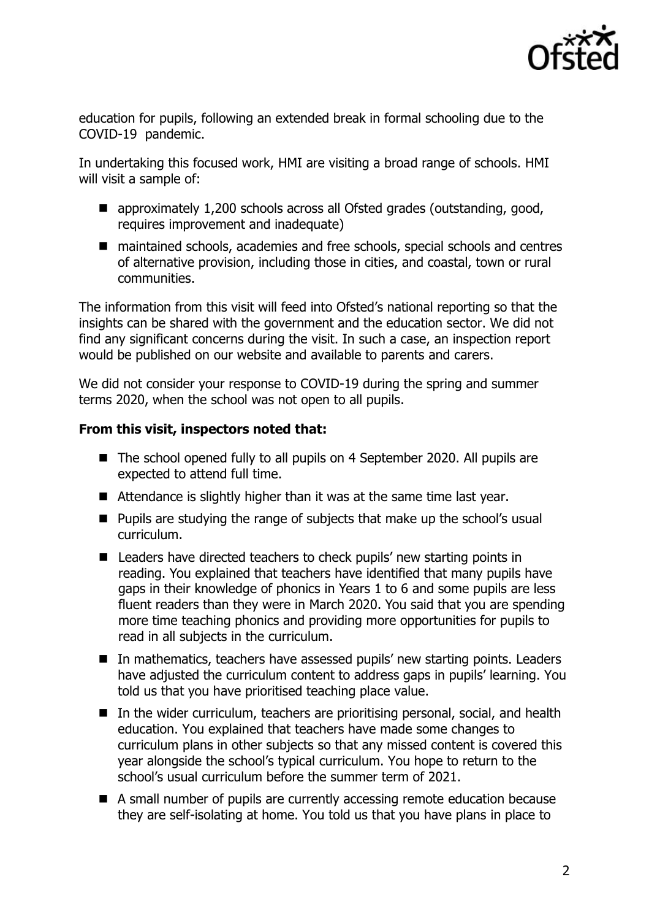education for pupils, following an extended break in formal schooling due to the COVID-19 pandemic.

In undertaking this focused work, HMI are visiting a broad range of schools. HMI will visit a sample of:

- approximately 1,200 schools across all Ofsted grades (outstanding, good, requires improvement and inadequate)
- maintained schools, academies and free schools, special schools and centres of alternative provision, including those in cities, and coastal, town or rural communities.

The information from this visit will feed into Ofsted's national reporting so that the insights can be shared with the government and the education sector. We did not find any significant concerns during the visit. In such a case, an inspection report would be published on our website and available to parents and carers.

We did not consider your response to COVID-19 during the spring and summer terms 2020, when the school was not open to all pupils.

**From this visit, inspectors noted that:**

- The school opened fully to all pupils on 4 September 2020. All pupils are expected to attend full time.
- Attendance is slightly higher than it was at the same time last year.
- Pupils are studying the range of subjects that make up the school's usual curriculum.
- Leaders have directed teachers to check pupils' new starting points in reading. You explained that teachers have identified that many pupils have gaps in their knowledge of phonics in Years 1 to 6 and some pupils are less fluent readers than they were in March 2020. You said that you are spending more time teaching phonics and providing more opportunities for pupils to read in all subjects in the curriculum.
- In mathematics, teachers have assessed pupils' new starting points. Leaders have adjusted the curriculum content to address gaps in pupils' learning. You told us that you have prioritised teaching place value.
- In the wider curriculum, teachers are prioritising personal, social, and health education. You explained that teachers have made some changes to curriculum plans in other subjects so that any missed content is covered this year alongside the school's typical curriculum. You hope to return to the school's usual curriculum before the summer term of 2021.
- A small number of pupils are currently accessing remote education because they are self-isolating at home. You told us that you have plans in place to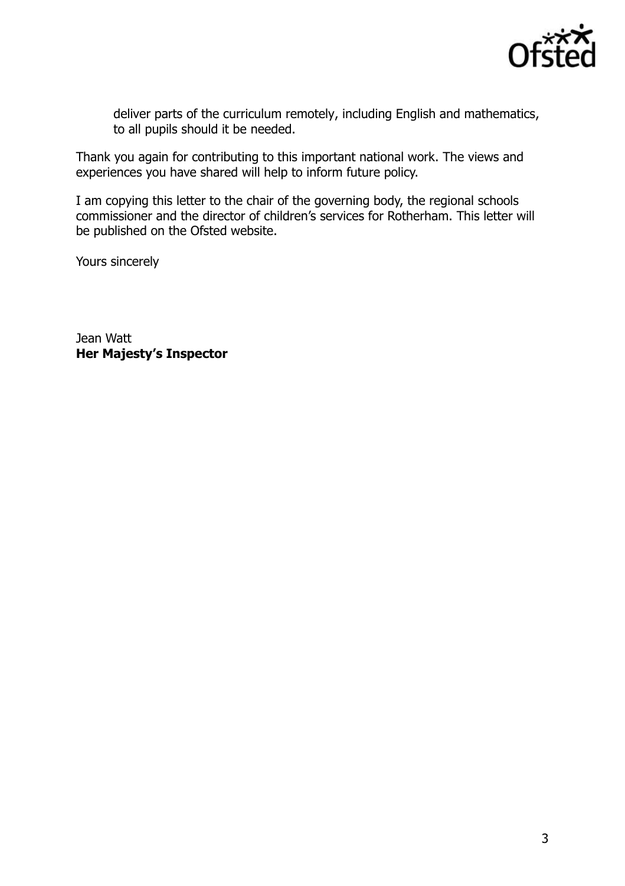deliver parts of the curriculum remotely, including English and mathematics, to all pupils should it be needed.

Thank you again for contributing to this important national work. The views and experiences you have shared will help to inform future policy.

I am copying this letter to the chair of the governing body, the regional schools commissioner and the director of children's services for Rotherham. This letter will be published on the Ofsted website.

Yours sincerely

Jean Watt
**Her Majesty's Inspector**